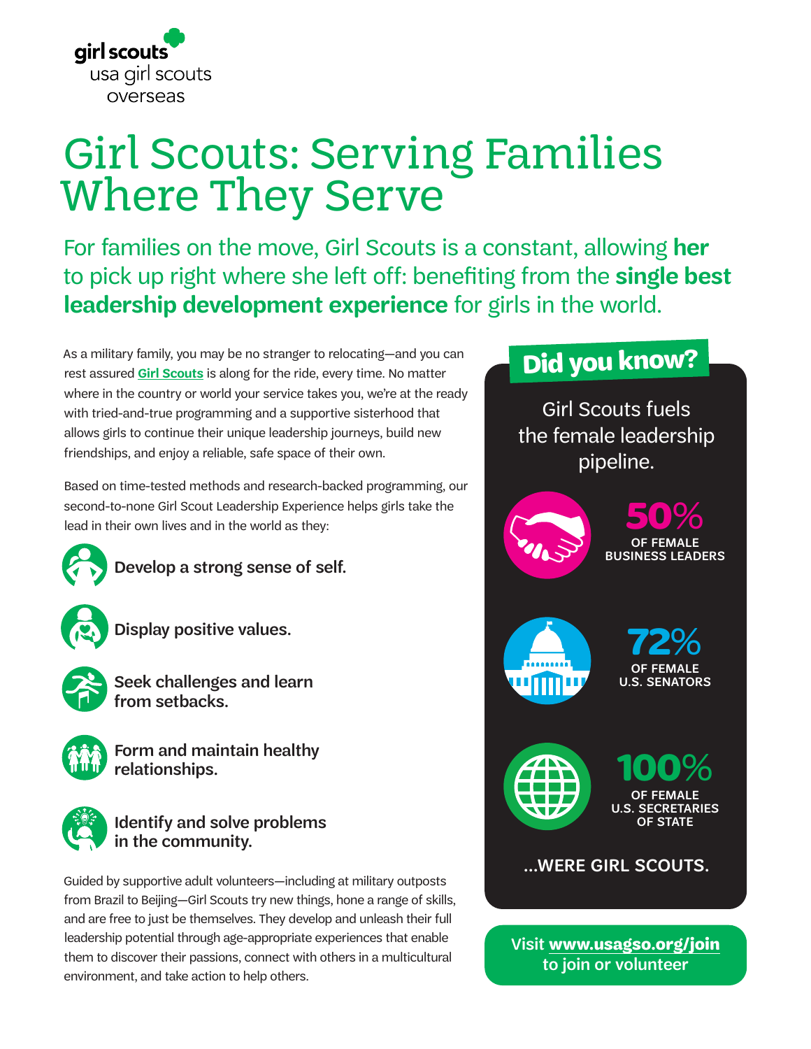girl scouts
usa girl scouts overseas

# Girl Scouts: Serving Families Where They Serve

## For families on the move, Girl Scouts is a constant, allowing **her** to pick up right where she left off: benefiting from the **single best leadership development experience** for girls in the world.

As a military family, you may be no stranger to relocating—and you can rest assured **Girl Scouts** is along for the ride, every time. No matter where in the country or world your service takes you, we're at the ready with tried-and-true programming and a supportive sisterhood that allows girls to continue their unique leadership journeys, build new friendships, and enjoy a reliable, safe space of their own.

Based on time-tested methods and research-backed programming, our second-to-none Girl Scout Leadership Experience helps girls take the lead in their own lives and in the world as they:

- **Develop a strong sense of self.**
- **Display positive values.**
- **Seek challenges and learn from setbacks.**
- **Form and maintain healthy relationships.**
- **Identify and solve problems in the community.**

Guided by supportive adult volunteers—including at military outposts from Brazil to Beijing—Girl Scouts try new things, hone a range of skills, and are free to just be themselves. They develop and unleash their full leadership potential through age-appropriate experiences that enable them to discover their passions, connect with others in a multicultural environment, and take action to help others.

## Did you know?

Girl Scouts fuels the female leadership pipeline.

**50%** OF FEMALE BUSINESS LEADERS

**72%** OF FEMALE U.S. SENATORS

**100%** OF FEMALE U.S. SECRETARIES OF STATE

...WERE GIRL SCOUTS.

Visit **www.usagso.org/join** to join or volunteer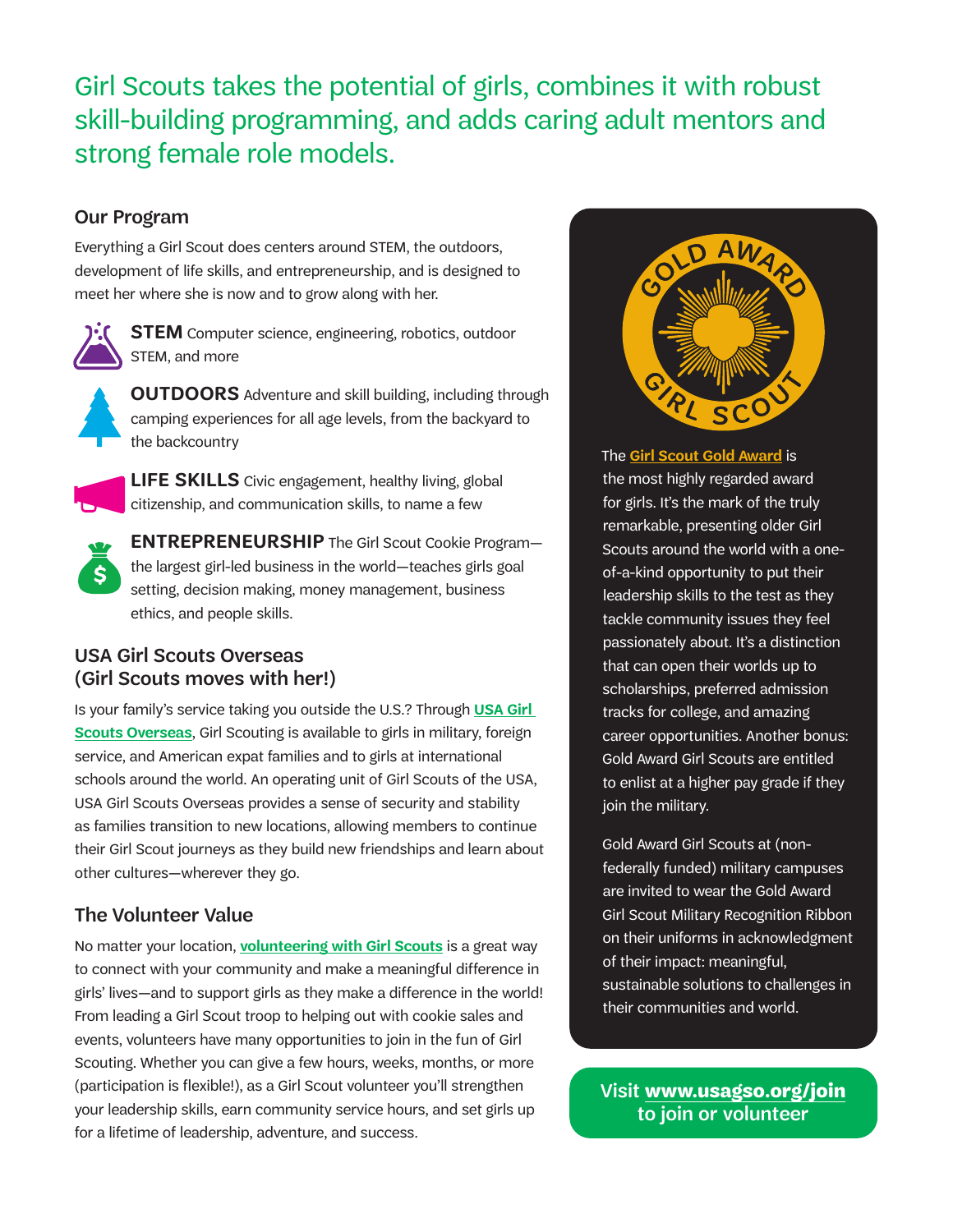Girl Scouts takes the potential of girls, combines it with robust skill-building programming, and adds caring adult mentors and strong female role models.

## Our Program

Everything a Girl Scout does centers around STEM, the outdoors, development of life skills, and entrepreneurship, and is designed to meet her where she is now and to grow along with her.

**STEM** Computer science, engineering, robotics, outdoor STEM, and more

**OUTDOORS** Adventure and skill building, including through camping experiences for all age levels, from the backyard to the backcountry

**LIFE SKILLS** Civic engagement, healthy living, global citizenship, and communication skills, to name a few

**ENTREPRENEURSHIP** The Girl Scout Cookie Program—the largest girl-led business in the world—teaches girls goal setting, decision making, money management, business ethics, and people skills.

## USA Girl Scouts Overseas (Girl Scouts moves with her!)

Is your family's service taking you outside the U.S.? Through **USA Girl Scouts Overseas**, Girl Scouting is available to girls in military, foreign service, and American expat families and to girls at international schools around the world. An operating unit of Girl Scouts of the USA, USA Girl Scouts Overseas provides a sense of security and stability as families transition to new locations, allowing members to continue their Girl Scout journeys as they build new friendships and learn about other cultures—wherever they go.

## The Volunteer Value

No matter your location, **volunteering with Girl Scouts** is a great way to connect with your community and make a meaningful difference in girls' lives—and to support girls as they make a difference in the world! From leading a Girl Scout troop to helping out with cookie sales and events, volunteers have many opportunities to join in the fun of Girl Scouting. Whether you can give a few hours, weeks, months, or more (participation is flexible!), as a Girl Scout volunteer you'll strengthen your leadership skills, earn community service hours, and set girls up for a lifetime of leadership, adventure, and success.

GOLD AWARD GIRL SCOUT

The **Girl Scout Gold Award** is the most highly regarded award for girls. It's the mark of the truly remarkable, presenting older Girl Scouts around the world with a one-of-a-kind opportunity to put their leadership skills to the test as they tackle community issues they feel passionately about. It's a distinction that can open their worlds up to scholarships, preferred admission tracks for college, and amazing career opportunities. Another bonus: Gold Award Girl Scouts are entitled to enlist at a higher pay grade if they join the military.

Gold Award Girl Scouts at (non-federally funded) military campuses are invited to wear the Gold Award Girl Scout Military Recognition Ribbon on their uniforms in acknowledgment of their impact: meaningful, sustainable solutions to challenges in their communities and world.

**Visit www.usagso.org/join to join or volunteer**